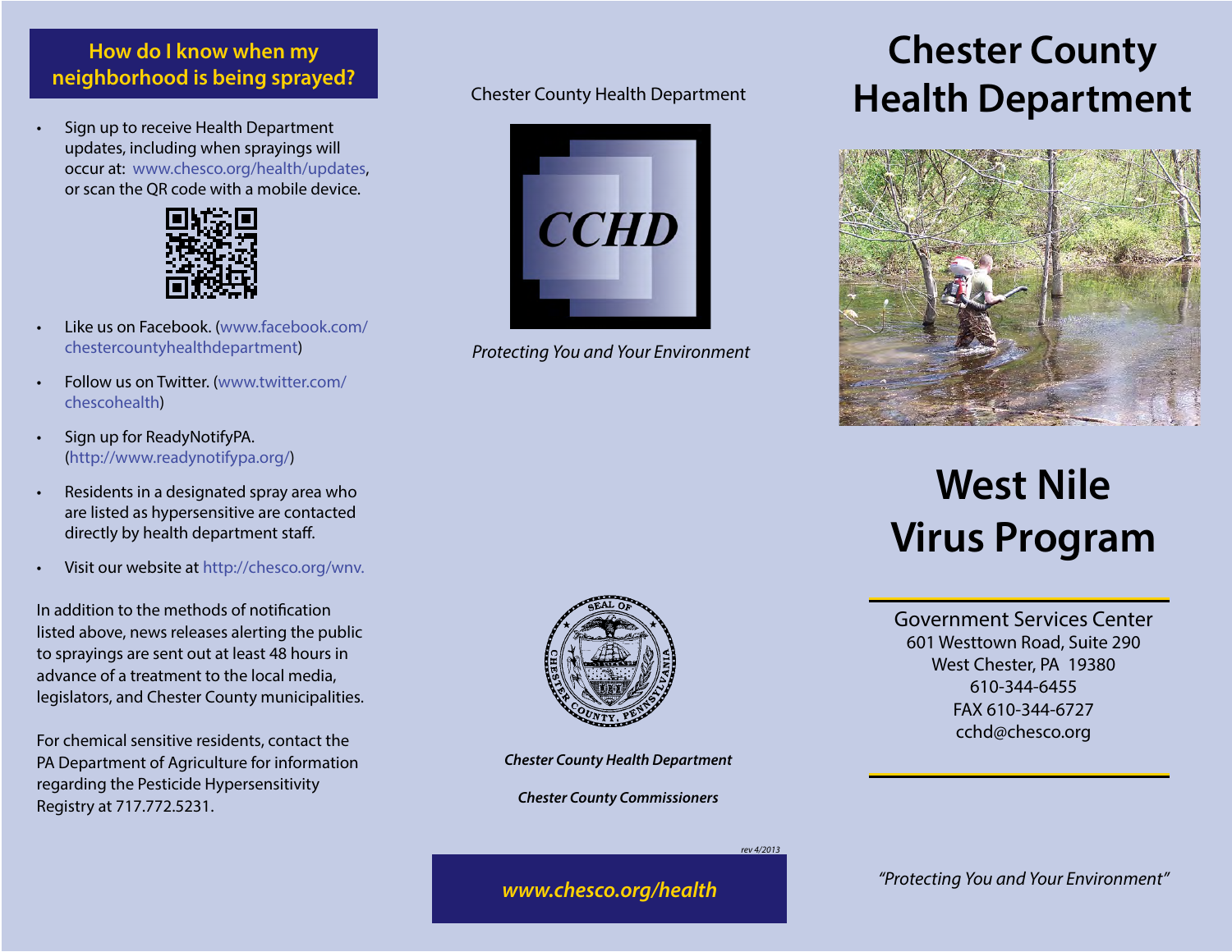## How do I know when my neighborhood is being sprayed?

- Sign up to receive Health Department updates, including when sprayings will occur at: www.chesco.org/health/updates, or scan the QR code with a mobile device.
- Like us on Facebook. (www.facebook.com/chestercountyhealthdepartment)
- Follow us on Twitter. (www.twitter.com/chescohealth)
- Sign up for ReadyNotifyPA. (http://www.readynotifypa.org/)
- Residents in a designated spray area who are listed as hypersensitive are contacted directly by health department staff.
- Visit our website at http://chesco.org/wnv.

In addition to the methods of notification listed above, news releases alerting the public to sprayings are sent out at least 48 hours in advance of a treatment to the local media, legislators, and Chester County municipalities.

For chemical sensitive residents, contact the PA Department of Agriculture for information regarding the Pesticide Hypersensitivity Registry at 717.772.5231.

Chester County Health Department

CCHD

*Protecting You and Your Environment*

***Chester County Health Department***

***Chester County Commissioners***

*rev 4/2013*

***www.chesco.org/health***

# Chester County Health Department

# West Nile Virus Program

Government Services Center
601 Westtown Road, Suite 290
West Chester, PA 19380
610-344-6455
FAX 610-344-6727
cchd@chesco.org

*"Protecting You and Your Environment"*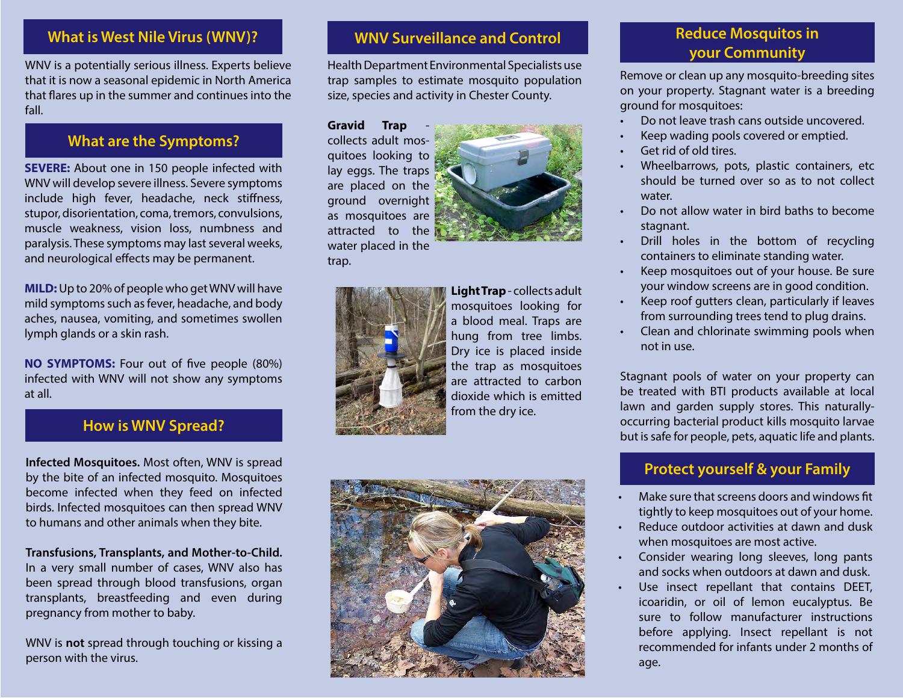## What is West Nile Virus (WNV)?

WNV is a potentially serious illness. Experts believe that it is now a seasonal epidemic in North America that flares up in the summer and continues into the fall.

## What are the Symptoms?

**SEVERE:** About one in 150 people infected with WNV will develop severe illness. Severe symptoms include high fever, headache, neck stiffness, stupor, disorientation, coma, tremors, convulsions, muscle weakness, vision loss, numbness and paralysis. These symptoms may last several weeks, and neurological effects may be permanent.

**MILD:** Up to 20% of people who get WNV will have mild symptoms such as fever, headache, and body aches, nausea, vomiting, and sometimes swollen lymph glands or a skin rash.

**NO SYMPTOMS:** Four out of five people (80%) infected with WNV will not show any symptoms at all.

## How is WNV Spread?

**Infected Mosquitoes.** Most often, WNV is spread by the bite of an infected mosquito. Mosquitoes become infected when they feed on infected birds. Infected mosquitoes can then spread WNV to humans and other animals when they bite.

**Transfusions, Transplants, and Mother-to-Child.** In a very small number of cases, WNV also has been spread through blood transfusions, organ transplants, breastfeeding and even during pregnancy from mother to baby.

WNV is **not** spread through touching or kissing a person with the virus.

## WNV Surveillance and Control

Health Department Environmental Specialists use trap samples to estimate mosquito population size, species and activity in Chester County.

**Gravid Trap** - collects adult mosquitoes looking to lay eggs. The traps are placed on the ground overnight as mosquitoes are attracted to the water placed in the trap.

**Light Trap** - collects adult mosquitoes looking for a blood meal. Traps are hung from tree limbs. Dry ice is placed inside the trap as mosquitoes are attracted to carbon dioxide which is emitted from the dry ice.

## Reduce Mosquitos in your Community

Remove or clean up any mosquito-breeding sites on your property. Stagnant water is a breeding ground for mosquitoes:

- Do not leave trash cans outside uncovered.
- Keep wading pools covered or emptied.
- Get rid of old tires.
- Wheelbarrows, pots, plastic containers, etc should be turned over so as to not collect water.
- Do not allow water in bird baths to become stagnant.
- Drill holes in the bottom of recycling containers to eliminate standing water.
- Keep mosquitoes out of your house. Be sure your window screens are in good condition.
- Keep roof gutters clean, particularly if leaves from surrounding trees tend to plug drains.
- Clean and chlorinate swimming pools when not in use.

Stagnant pools of water on your property can be treated with BTI products available at local lawn and garden supply stores. This naturally-occurring bacterial product kills mosquito larvae but is safe for people, pets, aquatic life and plants.

## Protect yourself & your Family

- Make sure that screens doors and windows fit tightly to keep mosquitoes out of your home.
- Reduce outdoor activities at dawn and dusk when mosquitoes are most active.
- Consider wearing long sleeves, long pants and socks when outdoors at dawn and dusk.
- Use insect repellant that contains DEET, icoaridin, or oil of lemon eucalyptus. Be sure to follow manufacturer instructions before applying. Insect repellant is not recommended for infants under 2 months of age.